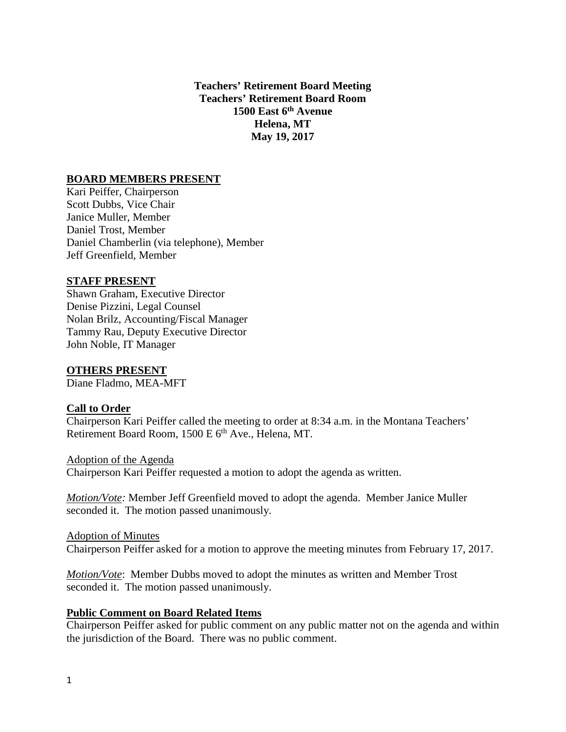**Teachers' Retirement Board Meeting**
**Teachers' Retirement Board Room**
**1500 East 6th Avenue**
**Helena, MT**
**May 19, 2017**

## BOARD MEMBERS PRESENT

Kari Peiffer, Chairperson
Scott Dubbs, Vice Chair
Janice Muller, Member
Daniel Trost, Member
Daniel Chamberlin (via telephone), Member
Jeff Greenfield, Member

## STAFF PRESENT

Shawn Graham, Executive Director
Denise Pizzini, Legal Counsel
Nolan Brilz, Accounting/Fiscal Manager
Tammy Rau, Deputy Executive Director
John Noble, IT Manager

## OTHERS PRESENT

Diane Fladmo, MEA-MFT

## Call to Order

Chairperson Kari Peiffer called the meeting to order at 8:34 a.m. in the Montana Teachers' Retirement Board Room, 1500 E 6th Ave., Helena, MT.

Adoption of the Agenda

Chairperson Kari Peiffer requested a motion to adopt the agenda as written.

*Motion/Vote:* Member Jeff Greenfield moved to adopt the agenda. Member Janice Muller seconded it. The motion passed unanimously.

Adoption of Minutes

Chairperson Peiffer asked for a motion to approve the meeting minutes from February 17, 2017.

*Motion/Vote*: Member Dubbs moved to adopt the minutes as written and Member Trost seconded it. The motion passed unanimously.

## Public Comment on Board Related Items

Chairperson Peiffer asked for public comment on any public matter not on the agenda and within the jurisdiction of the Board. There was no public comment.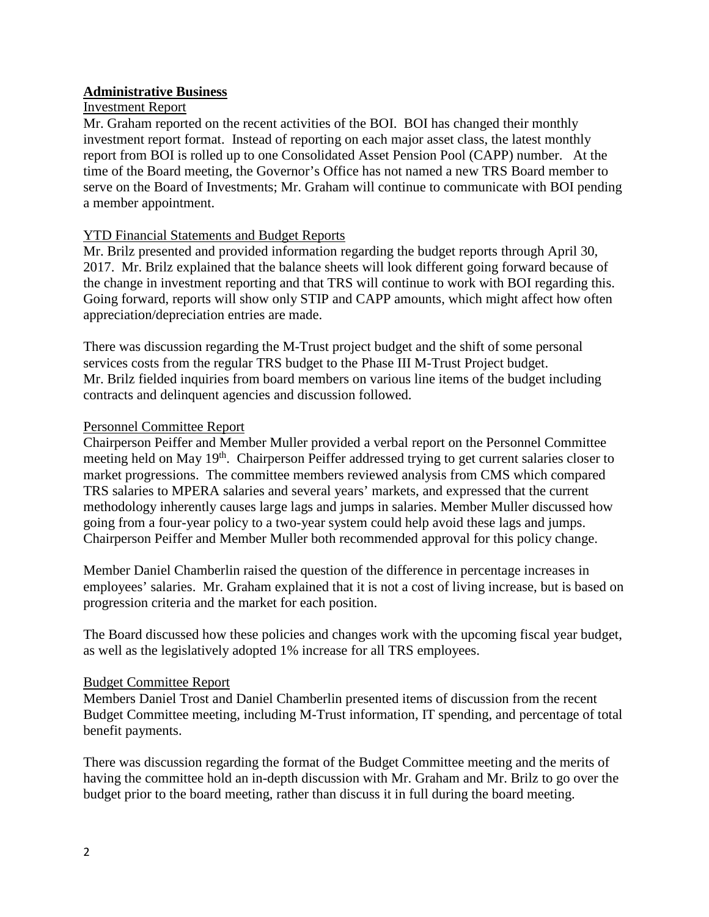## **Administrative Business**

Investment Report

Mr. Graham reported on the recent activities of the BOI. BOI has changed their monthly investment report format. Instead of reporting on each major asset class, the latest monthly report from BOI is rolled up to one Consolidated Asset Pension Pool (CAPP) number. At the time of the Board meeting, the Governor's Office has not named a new TRS Board member to serve on the Board of Investments; Mr. Graham will continue to communicate with BOI pending a member appointment.

YTD Financial Statements and Budget Reports

Mr. Brilz presented and provided information regarding the budget reports through April 30, 2017. Mr. Brilz explained that the balance sheets will look different going forward because of the change in investment reporting and that TRS will continue to work with BOI regarding this. Going forward, reports will show only STIP and CAPP amounts, which might affect how often appreciation/depreciation entries are made.

There was discussion regarding the M-Trust project budget and the shift of some personal services costs from the regular TRS budget to the Phase III M-Trust Project budget. Mr. Brilz fielded inquiries from board members on various line items of the budget including contracts and delinquent agencies and discussion followed.

Personnel Committee Report

Chairperson Peiffer and Member Muller provided a verbal report on the Personnel Committee meeting held on May 19th. Chairperson Peiffer addressed trying to get current salaries closer to market progressions. The committee members reviewed analysis from CMS which compared TRS salaries to MPERA salaries and several years' markets, and expressed that the current methodology inherently causes large lags and jumps in salaries. Member Muller discussed how going from a four-year policy to a two-year system could help avoid these lags and jumps. Chairperson Peiffer and Member Muller both recommended approval for this policy change.

Member Daniel Chamberlin raised the question of the difference in percentage increases in employees' salaries. Mr. Graham explained that it is not a cost of living increase, but is based on progression criteria and the market for each position.

The Board discussed how these policies and changes work with the upcoming fiscal year budget, as well as the legislatively adopted 1% increase for all TRS employees.

Budget Committee Report

Members Daniel Trost and Daniel Chamberlin presented items of discussion from the recent Budget Committee meeting, including M-Trust information, IT spending, and percentage of total benefit payments.

There was discussion regarding the format of the Budget Committee meeting and the merits of having the committee hold an in-depth discussion with Mr. Graham and Mr. Brilz to go over the budget prior to the board meeting, rather than discuss it in full during the board meeting.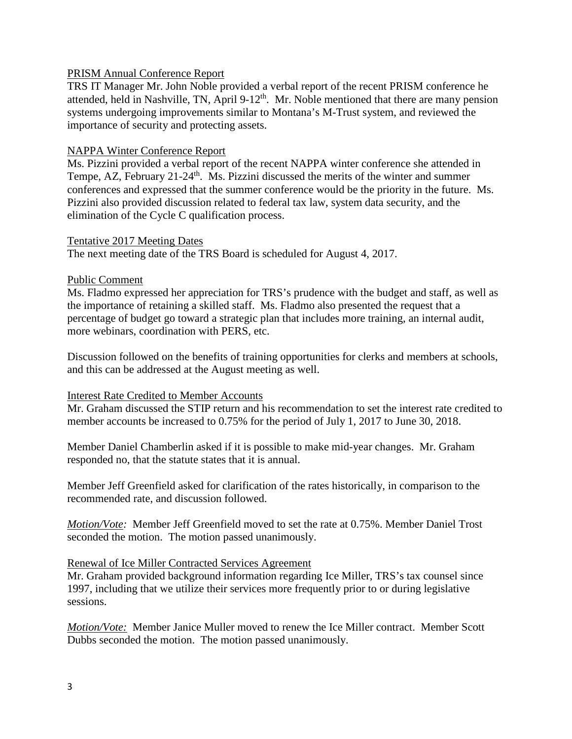PRISM Annual Conference Report

TRS IT Manager Mr. John Noble provided a verbal report of the recent PRISM conference he attended, held in Nashville, TN, April 9-12th. Mr. Noble mentioned that there are many pension systems undergoing improvements similar to Montana's M-Trust system, and reviewed the importance of security and protecting assets.

NAPPA Winter Conference Report

Ms. Pizzini provided a verbal report of the recent NAPPA winter conference she attended in Tempe, AZ, February 21-24th. Ms. Pizzini discussed the merits of the winter and summer conferences and expressed that the summer conference would be the priority in the future. Ms. Pizzini also provided discussion related to federal tax law, system data security, and the elimination of the Cycle C qualification process.

Tentative 2017 Meeting Dates

The next meeting date of the TRS Board is scheduled for August 4, 2017.

Public Comment

Ms. Fladmo expressed her appreciation for TRS's prudence with the budget and staff, as well as the importance of retaining a skilled staff. Ms. Fladmo also presented the request that a percentage of budget go toward a strategic plan that includes more training, an internal audit, more webinars, coordination with PERS, etc.

Discussion followed on the benefits of training opportunities for clerks and members at schools, and this can be addressed at the August meeting as well.

Interest Rate Credited to Member Accounts

Mr. Graham discussed the STIP return and his recommendation to set the interest rate credited to member accounts be increased to 0.75% for the period of July 1, 2017 to June 30, 2018.

Member Daniel Chamberlin asked if it is possible to make mid-year changes. Mr. Graham responded no, that the statute states that it is annual.

Member Jeff Greenfield asked for clarification of the rates historically, in comparison to the recommended rate, and discussion followed.

*Motion/Vote:* Member Jeff Greenfield moved to set the rate at 0.75%. Member Daniel Trost seconded the motion. The motion passed unanimously.

Renewal of Ice Miller Contracted Services Agreement

Mr. Graham provided background information regarding Ice Miller, TRS's tax counsel since 1997, including that we utilize their services more frequently prior to or during legislative sessions.

*Motion/Vote:* Member Janice Muller moved to renew the Ice Miller contract. Member Scott Dubbs seconded the motion. The motion passed unanimously.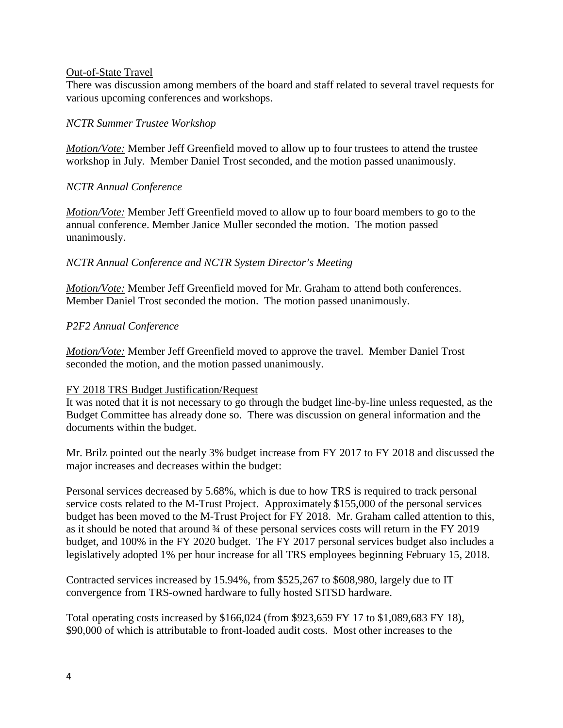<u>Out-of-State Travel</u>

There was discussion among members of the board and staff related to several travel requests for various upcoming conferences and workshops.

*NCTR Summer Trustee Workshop*

*<u>Motion/Vote:</u>* Member Jeff Greenfield moved to allow up to four trustees to attend the trustee workshop in July. Member Daniel Trost seconded, and the motion passed unanimously.

*NCTR Annual Conference*

*<u>Motion/Vote:</u>* Member Jeff Greenfield moved to allow up to four board members to go to the annual conference. Member Janice Muller seconded the motion. The motion passed unanimously.

*NCTR Annual Conference and NCTR System Director's Meeting*

*<u>Motion/Vote:</u>* Member Jeff Greenfield moved for Mr. Graham to attend both conferences. Member Daniel Trost seconded the motion. The motion passed unanimously.

*P2F2 Annual Conference*

*<u>Motion/Vote:</u>* Member Jeff Greenfield moved to approve the travel. Member Daniel Trost seconded the motion, and the motion passed unanimously.

<u>FY 2018 TRS Budget Justification/Request</u>

It was noted that it is not necessary to go through the budget line-by-line unless requested, as the Budget Committee has already done so. There was discussion on general information and the documents within the budget.

Mr. Brilz pointed out the nearly 3% budget increase from FY 2017 to FY 2018 and discussed the major increases and decreases within the budget:

Personal services decreased by 5.68%, which is due to how TRS is required to track personal service costs related to the M-Trust Project. Approximately $155,000 of the personal services budget has been moved to the M-Trust Project for FY 2018. Mr. Graham called attention to this, as it should be noted that around ¾ of these personal services costs will return in the FY 2019 budget, and 100% in the FY 2020 budget. The FY 2017 personal services budget also includes a legislatively adopted 1% per hour increase for all TRS employees beginning February 15, 2018.

Contracted services increased by 15.94%, from $525,267 to $608,980, largely due to IT convergence from TRS-owned hardware to fully hosted SITSD hardware.

Total operating costs increased by $166,024 (from $923,659 FY 17 to $1,089,683 FY 18), $90,000 of which is attributable to front-loaded audit costs. Most other increases to the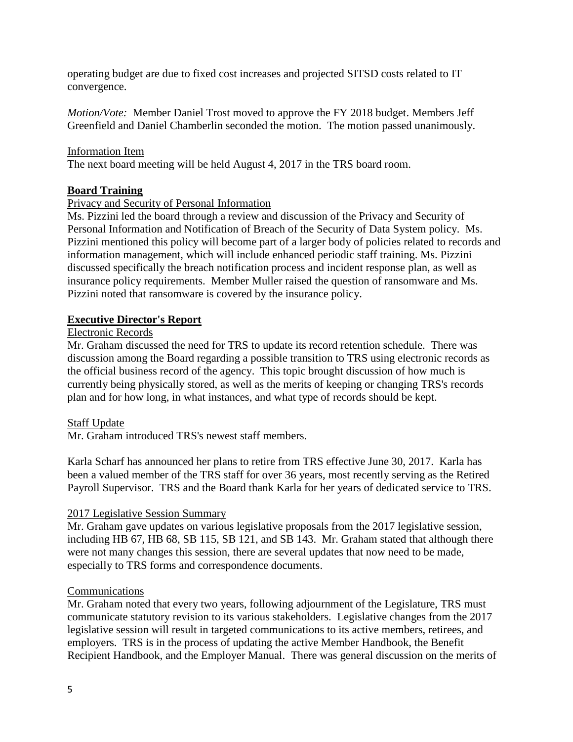operating budget are due to fixed cost increases and projected SITSD costs related to IT convergence.

*Motion/Vote:* Member Daniel Trost moved to approve the FY 2018 budget. Members Jeff Greenfield and Daniel Chamberlin seconded the motion. The motion passed unanimously.

Information Item

The next board meeting will be held August 4, 2017 in the TRS board room.

**Board Training**

Privacy and Security of Personal Information

Ms. Pizzini led the board through a review and discussion of the Privacy and Security of Personal Information and Notification of Breach of the Security of Data System policy. Ms. Pizzini mentioned this policy will become part of a larger body of policies related to records and information management, which will include enhanced periodic staff training. Ms. Pizzini discussed specifically the breach notification process and incident response plan, as well as insurance policy requirements. Member Muller raised the question of ransomware and Ms. Pizzini noted that ransomware is covered by the insurance policy.

**Executive Director's Report**

Electronic Records

Mr. Graham discussed the need for TRS to update its record retention schedule. There was discussion among the Board regarding a possible transition to TRS using electronic records as the official business record of the agency. This topic brought discussion of how much is currently being physically stored, as well as the merits of keeping or changing TRS's records plan and for how long, in what instances, and what type of records should be kept.

Staff Update

Mr. Graham introduced TRS's newest staff members.

Karla Scharf has announced her plans to retire from TRS effective June 30, 2017. Karla has been a valued member of the TRS staff for over 36 years, most recently serving as the Retired Payroll Supervisor. TRS and the Board thank Karla for her years of dedicated service to TRS.

2017 Legislative Session Summary

Mr. Graham gave updates on various legislative proposals from the 2017 legislative session, including HB 67, HB 68, SB 115, SB 121, and SB 143. Mr. Graham stated that although there were not many changes this session, there are several updates that now need to be made, especially to TRS forms and correspondence documents.

Communications

Mr. Graham noted that every two years, following adjournment of the Legislature, TRS must communicate statutory revision to its various stakeholders. Legislative changes from the 2017 legislative session will result in targeted communications to its active members, retirees, and employers. TRS is in the process of updating the active Member Handbook, the Benefit Recipient Handbook, and the Employer Manual. There was general discussion on the merits of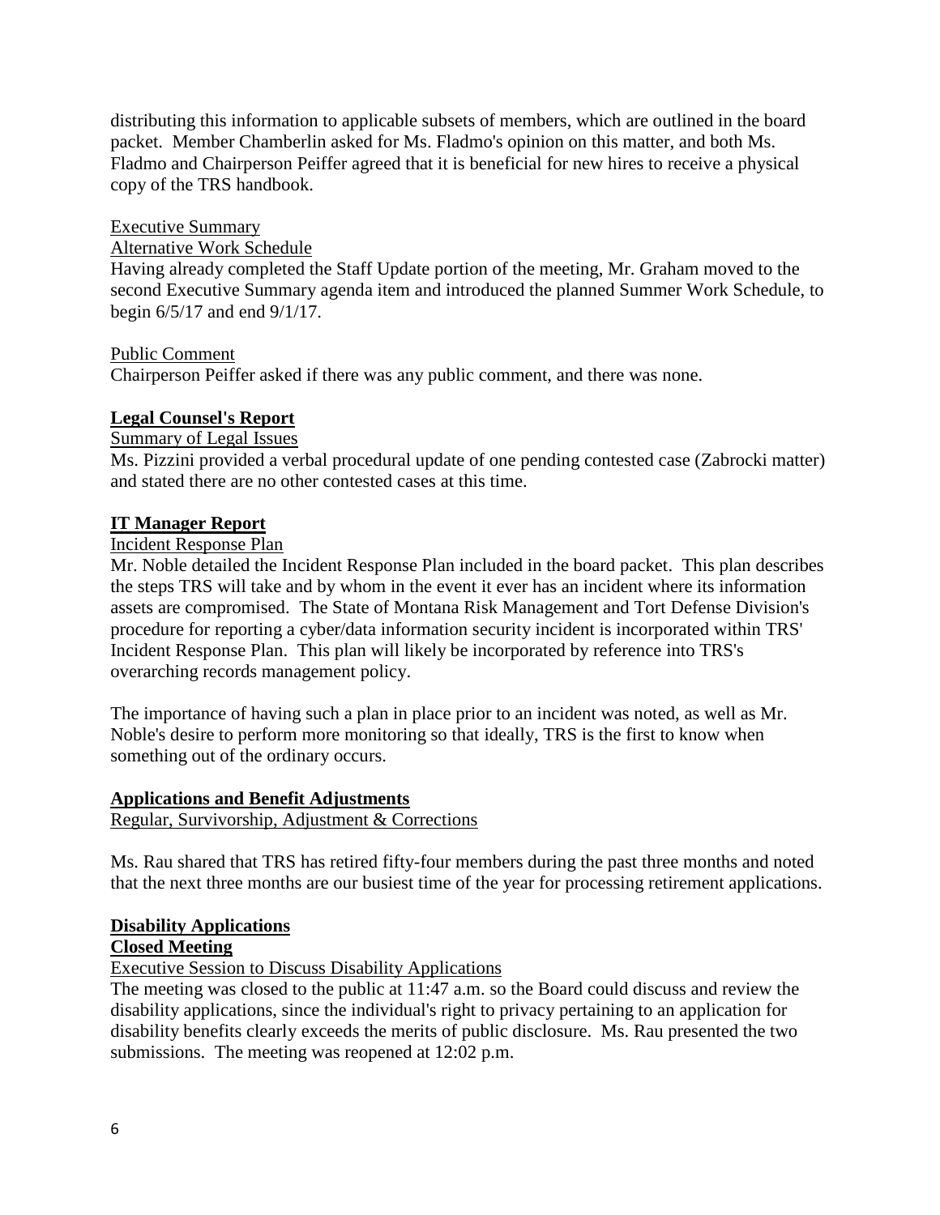distributing this information to applicable subsets of members, which are outlined in the board packet. Member Chamberlin asked for Ms. Fladmo's opinion on this matter, and both Ms. Fladmo and Chairperson Peiffer agreed that it is beneficial for new hires to receive a physical copy of the TRS handbook.

Executive Summary

Alternative Work Schedule

Having already completed the Staff Update portion of the meeting, Mr. Graham moved to the second Executive Summary agenda item and introduced the planned Summer Work Schedule, to begin 6/5/17 and end 9/1/17.

Public Comment

Chairperson Peiffer asked if there was any public comment, and there was none.

**Legal Counsel's Report**

Summary of Legal Issues

Ms. Pizzini provided a verbal procedural update of one pending contested case (Zabrocki matter) and stated there are no other contested cases at this time.

**IT Manager Report**

Incident Response Plan

Mr. Noble detailed the Incident Response Plan included in the board packet. This plan describes the steps TRS will take and by whom in the event it ever has an incident where its information assets are compromised. The State of Montana Risk Management and Tort Defense Division's procedure for reporting a cyber/data information security incident is incorporated within TRS' Incident Response Plan. This plan will likely be incorporated by reference into TRS's overarching records management policy.

The importance of having such a plan in place prior to an incident was noted, as well as Mr. Noble's desire to perform more monitoring so that ideally, TRS is the first to know when something out of the ordinary occurs.

**Applications and Benefit Adjustments**

Regular, Survivorship, Adjustment & Corrections

Ms. Rau shared that TRS has retired fifty-four members during the past three months and noted that the next three months are our busiest time of the year for processing retirement applications.

**Disability Applications**

**Closed Meeting**

Executive Session to Discuss Disability Applications

The meeting was closed to the public at 11:47 a.m. so the Board could discuss and review the disability applications, since the individual's right to privacy pertaining to an application for disability benefits clearly exceeds the merits of public disclosure. Ms. Rau presented the two submissions. The meeting was reopened at 12:02 p.m.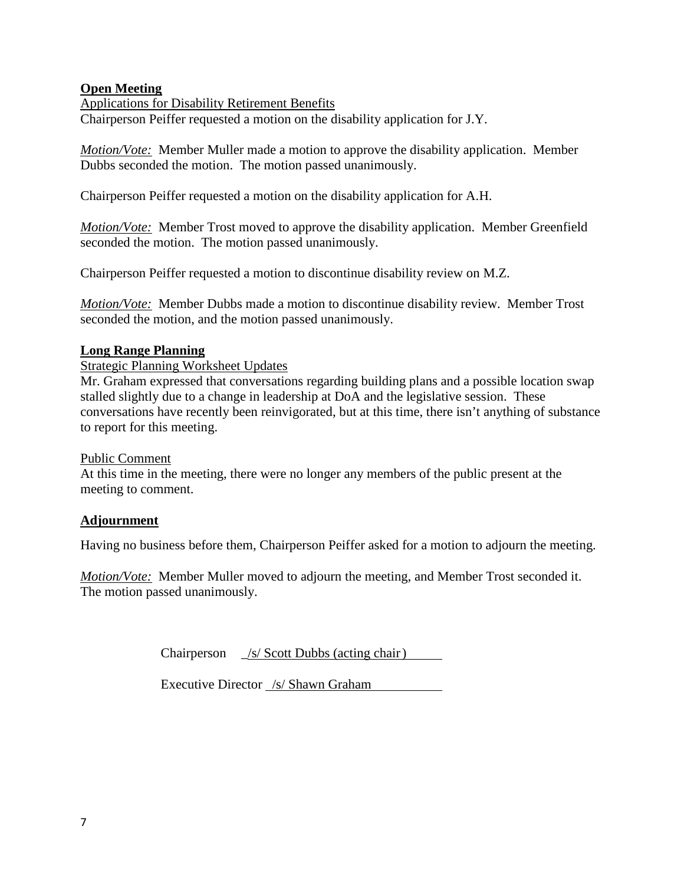**Open Meeting**

Applications for Disability Retirement Benefits

Chairperson Peiffer requested a motion on the disability application for J.Y.

*Motion/Vote:* Member Muller made a motion to approve the disability application. Member Dubbs seconded the motion. The motion passed unanimously.

Chairperson Peiffer requested a motion on the disability application for A.H.

*Motion/Vote:* Member Trost moved to approve the disability application. Member Greenfield seconded the motion. The motion passed unanimously.

Chairperson Peiffer requested a motion to discontinue disability review on M.Z.

*Motion/Vote:* Member Dubbs made a motion to discontinue disability review. Member Trost seconded the motion, and the motion passed unanimously.

**Long Range Planning**

Strategic Planning Worksheet Updates

Mr. Graham expressed that conversations regarding building plans and a possible location swap stalled slightly due to a change in leadership at DoA and the legislative session. These conversations have recently been reinvigorated, but at this time, there isn't anything of substance to report for this meeting.

Public Comment

At this time in the meeting, there were no longer any members of the public present at the meeting to comment.

**Adjournment**

Having no business before them, Chairperson Peiffer asked for a motion to adjourn the meeting.

*Motion/Vote:* Member Muller moved to adjourn the meeting, and Member Trost seconded it. The motion passed unanimously.

Chairperson /s/ Scott Dubbs (acting chair)

Executive Director /s/ Shawn Graham